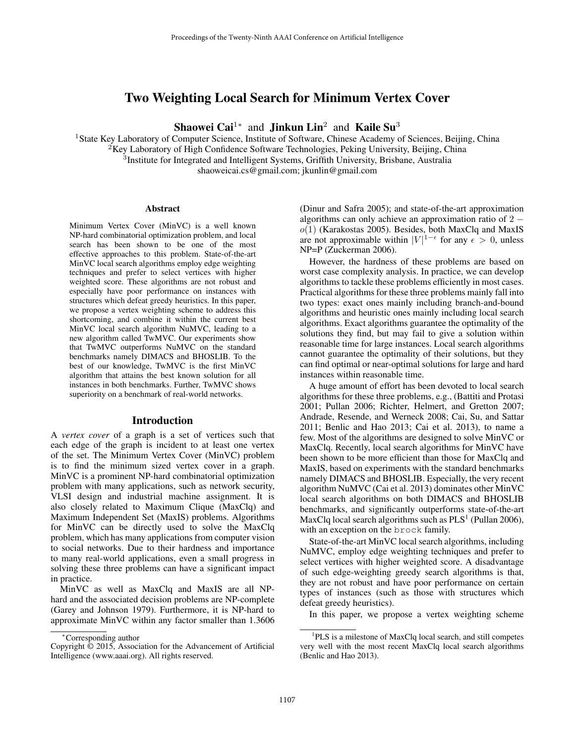# Two Weighting Local Search for Minimum Vertex Cover

**Shaowei Cai**[1*] and **Jinkun Lin**[2] and **Kaile Su**[3]

[1]State Key Laboratory of Computer Science, Institute of Software, Chinese Academy of Sciences, Beijing, China
[2]Key Laboratory of High Confidence Software Technologies, Peking University, Beijing, China
[3]Institute for Integrated and Intelligent Systems, Griffith University, Brisbane, Australia
shaoweicai.cs@gmail.com; jkunlin@gmail.com

## Abstract

Minimum Vertex Cover (MinVC) is a well known NP-hard combinatorial optimization problem, and local search has been shown to be one of the most effective approaches to this problem. State-of-the-art MinVC local search algorithms employ edge weighting techniques and prefer to select vertices with higher weighted score. These algorithms are not robust and especially have poor performance on instances with structures which defeat greedy heuristics. In this paper, we propose a vertex weighting scheme to address this shortcoming, and combine it within the current best MinVC local search algorithm NuMVC, leading to a new algorithm called TwMVC. Our experiments show that TwMVC outperforms NuMVC on the standard benchmarks namely DIMACS and BHOSLIB. To the best of our knowledge, TwMVC is the first MinVC algorithm that attains the best known solution for all instances in both benchmarks. Further, TwMVC shows superiority on a benchmark of real-world networks.

## Introduction

A *vertex cover* of a graph is a set of vertices such that each edge of the graph is incident to at least one vertex of the set. The Minimum Vertex Cover (MinVC) problem is to find the minimum sized vertex cover in a graph. MinVC is a prominent NP-hard combinatorial optimization problem with many applications, such as network security, VLSI design and industrial machine assignment. It is also closely related to Maximum Clique (MaxClq) and Maximum Independent Set (MaxIS) problems. Algorithms for MinVC can be directly used to solve the MaxClq problem, which has many applications from computer vision to social networks. Due to their hardness and importance to many real-world applications, even a small progress in solving these three problems can have a significant impact in practice.

MinVC as well as MaxClq and MaxIS are all NP-hard and the associated decision problems are NP-complete (Garey and Johnson 1979). Furthermore, it is NP-hard to approximate MinVC within any factor smaller than 1.3606 (Dinur and Safra 2005); and state-of-the-art approximation algorithms can only achieve an approximation ratio of $2 - o(1)$ (Karakostas 2005). Besides, both MaxClq and MaxIS are not approximable within $|V|^{1-\epsilon}$ for any $\epsilon > 0$, unless NP=P (Zuckerman 2006).

However, the hardness of these problems are based on worst case complexity analysis. In practice, we can develop algorithms to tackle these problems efficiently in most cases. Practical algorithms for these three problems mainly fall into two types: exact ones mainly including branch-and-bound algorithms and heuristic ones mainly including local search algorithms. Exact algorithms guarantee the optimality of the solutions they find, but may fail to give a solution within reasonable time for large instances. Local search algorithms cannot guarantee the optimality of their solutions, but they can find optimal or near-optimal solutions for large and hard instances within reasonable time.

A huge amount of effort has been devoted to local search algorithms for these three problems, e.g., (Battiti and Protasi 2001; Pullan 2006; Richter, Helmert, and Gretton 2007; Andrade, Resende, and Werneck 2008; Cai, Su, and Sattar 2011; Benlic and Hao 2013; Cai et al. 2013), to name a few. Most of the algorithms are designed to solve MinVC or MaxClq. Recently, local search algorithms for MinVC have been shown to be more efficient than those for MaxClq and MaxIS, based on experiments with the standard benchmarks namely DIMACS and BHOSLIB. Especially, the very recent algorithm NuMVC (Cai et al. 2013) dominates other MinVC local search algorithms on both DIMACS and BHOSLIB benchmarks, and significantly outperforms state-of-the-art MaxClq local search algorithms such as PLS[1] (Pullan 2006), with an exception on the `brock` family.

State-of-the-art MinVC local search algorithms, including NuMVC, employ edge weighting techniques and prefer to select vertices with higher weighted score. A disadvantage of such edge-weighting greedy search algorithms is that, they are not robust and have poor performance on certain types of instances (such as those with structures which defeat greedy heuristics).

In this paper, we propose a vertex weighting scheme

---

*Corresponding author

Copyright © 2015, Association for the Advancement of Artificial Intelligence (www.aaai.org). All rights reserved.

[1]PLS is a milestone of MaxClq local search, and still competes very well with the most recent MaxClq local search algorithms (Benlic and Hao 2013).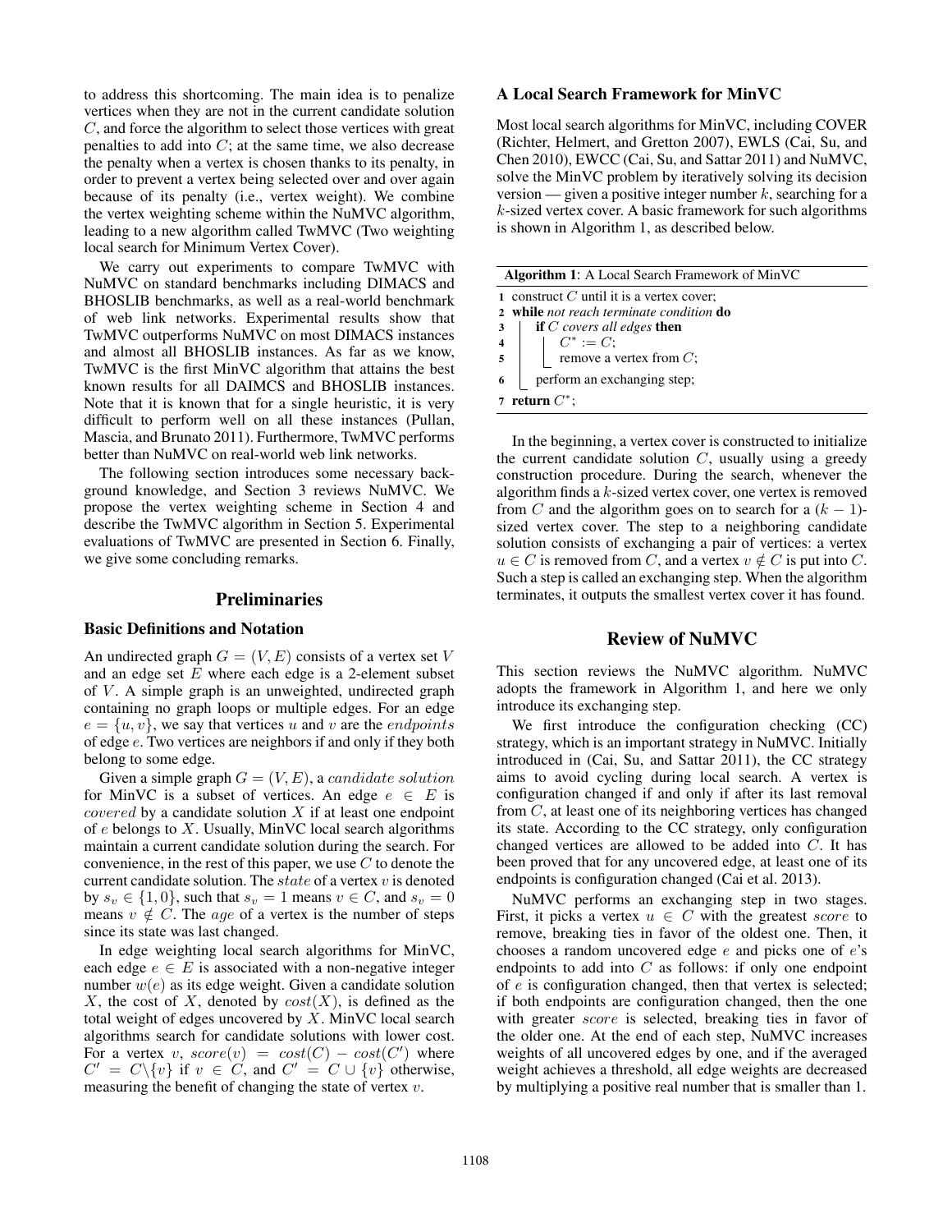to address this shortcoming. The main idea is to penalize vertices when they are not in the current candidate solution $C$, and force the algorithm to select those vertices with great penalties to add into $C$; at the same time, we also decrease the penalty when a vertex is chosen thanks to its penalty, in order to prevent a vertex being selected over and over again because of its penalty (i.e., vertex weight). We combine the vertex weighting scheme within the NuMVC algorithm, leading to a new algorithm called TwMVC (Two weighting local search for Minimum Vertex Cover).

We carry out experiments to compare TwMVC with NuMVC on standard benchmarks including DIMACS and BHOSLIB benchmarks, as well as a real-world benchmark of web link networks. Experimental results show that TwMVC outperforms NuMVC on most DIMACS instances and almost all BHOSLIB instances. As far as we know, TwMVC is the first MinVC algorithm that attains the best known results for all DAIMCS and BHOSLIB instances. Note that it is known that for a single heuristic, it is very difficult to perform well on all these instances (Pullan, Mascia, and Brunato 2011). Furthermore, TwMVC performs better than NuMVC on real-world web link networks.

The following section introduces some necessary background knowledge, and Section 3 reviews NuMVC. We propose the vertex weighting scheme in Section 4 and describe the TwMVC algorithm in Section 5. Experimental evaluations of TwMVC are presented in Section 6. Finally, we give some concluding remarks.

## Preliminaries

### Basic Definitions and Notation

An undirected graph $G = (V, E)$ consists of a vertex set $V$ and an edge set $E$ where each edge is a 2-element subset of $V$. A simple graph is an unweighted, undirected graph containing no graph loops or multiple edges. For an edge $e = \{u, v\}$, we say that vertices $u$ and $v$ are the *endpoints* of edge $e$. Two vertices are neighbors if and only if they both belong to some edge.

Given a simple graph $G = (V, E)$, a *candidate solution* for MinVC is a subset of vertices. An edge $e \in E$ is *covered* by a candidate solution $X$ if at least one endpoint of $e$ belongs to $X$. Usually, MinVC local search algorithms maintain a current candidate solution during the search. For convenience, in the rest of this paper, we use $C$ to denote the current candidate solution. The *state* of a vertex $v$ is denoted by $s_v \in \{1, 0\}$, such that $s_v = 1$ means $v \in C$, and $s_v = 0$ means $v \notin C$. The *age* of a vertex is the number of steps since its state was last changed.

In edge weighting local search algorithms for MinVC, each edge $e \in E$ is associated with a non-negative integer number $w(e)$ as its edge weight. Given a candidate solution $X$, the cost of $X$, denoted by $cost(X)$, is defined as the total weight of edges uncovered by $X$. MinVC local search algorithms search for candidate solutions with lower cost. For a vertex $v$, $score(v) = cost(C) - cost(C')$ where $C' = C \backslash \{v\}$ if $v \in C$, and $C' = C \cup \{v\}$ otherwise, measuring the benefit of changing the state of vertex $v$.

### A Local Search Framework for MinVC

Most local search algorithms for MinVC, including COVER (Richter, Helmert, and Gretton 2007), EWLS (Cai, Su, and Chen 2010), EWCC (Cai, Su, and Sattar 2011) and NuMVC, solve the MinVC problem by iteratively solving its decision version — given a positive integer number $k$, searching for a $k$-sized vertex cover. A basic framework for such algorithms is shown in Algorithm 1, as described below.

**Algorithm 1**: A Local Search Framework of MinVC

```
1 construct C until it is a vertex cover;
2 while not reach terminate condition do
3     if C covers all edges then
4         C* := C;
5         remove a vertex from C;
6     perform an exchanging step;
7 return C*;
```

In the beginning, a vertex cover is constructed to initialize the current candidate solution $C$, usually using a greedy construction procedure. During the search, whenever the algorithm finds a $k$-sized vertex cover, one vertex is removed from $C$ and the algorithm goes on to search for a $(k-1)$-sized vertex cover. The step to a neighboring candidate solution consists of exchanging a pair of vertices: a vertex $u \in C$ is removed from $C$, and a vertex $v \notin C$ is put into $C$. Such a step is called an exchanging step. When the algorithm terminates, it outputs the smallest vertex cover it has found.

## Review of NuMVC

This section reviews the NuMVC algorithm. NuMVC adopts the framework in Algorithm 1, and here we only introduce its exchanging step.

We first introduce the configuration checking (CC) strategy, which is an important strategy in NuMVC. Initially introduced in (Cai, Su, and Sattar 2011), the CC strategy aims to avoid cycling during local search. A vertex is configuration changed if and only if after its last removal from $C$, at least one of its neighboring vertices has changed its state. According to the CC strategy, only configuration changed vertices are allowed to be added into $C$. It has been proved that for any uncovered edge, at least one of its endpoints is configuration changed (Cai et al. 2013).

NuMVC performs an exchanging step in two stages. First, it picks a vertex $u \in C$ with the greatest *score* to remove, breaking ties in favor of the oldest one. Then, it chooses a random uncovered edge $e$ and picks one of $e$'s endpoints to add into $C$ as follows: if only one endpoint of $e$ is configuration changed, then that vertex is selected; if both endpoints are configuration changed, then the one with greater *score* is selected, breaking ties in favor of the older one. At the end of each step, NuMVC increases weights of all uncovered edges by one, and if the averaged weight achieves a threshold, all edge weights are decreased by multiplying a positive real number that is smaller than 1.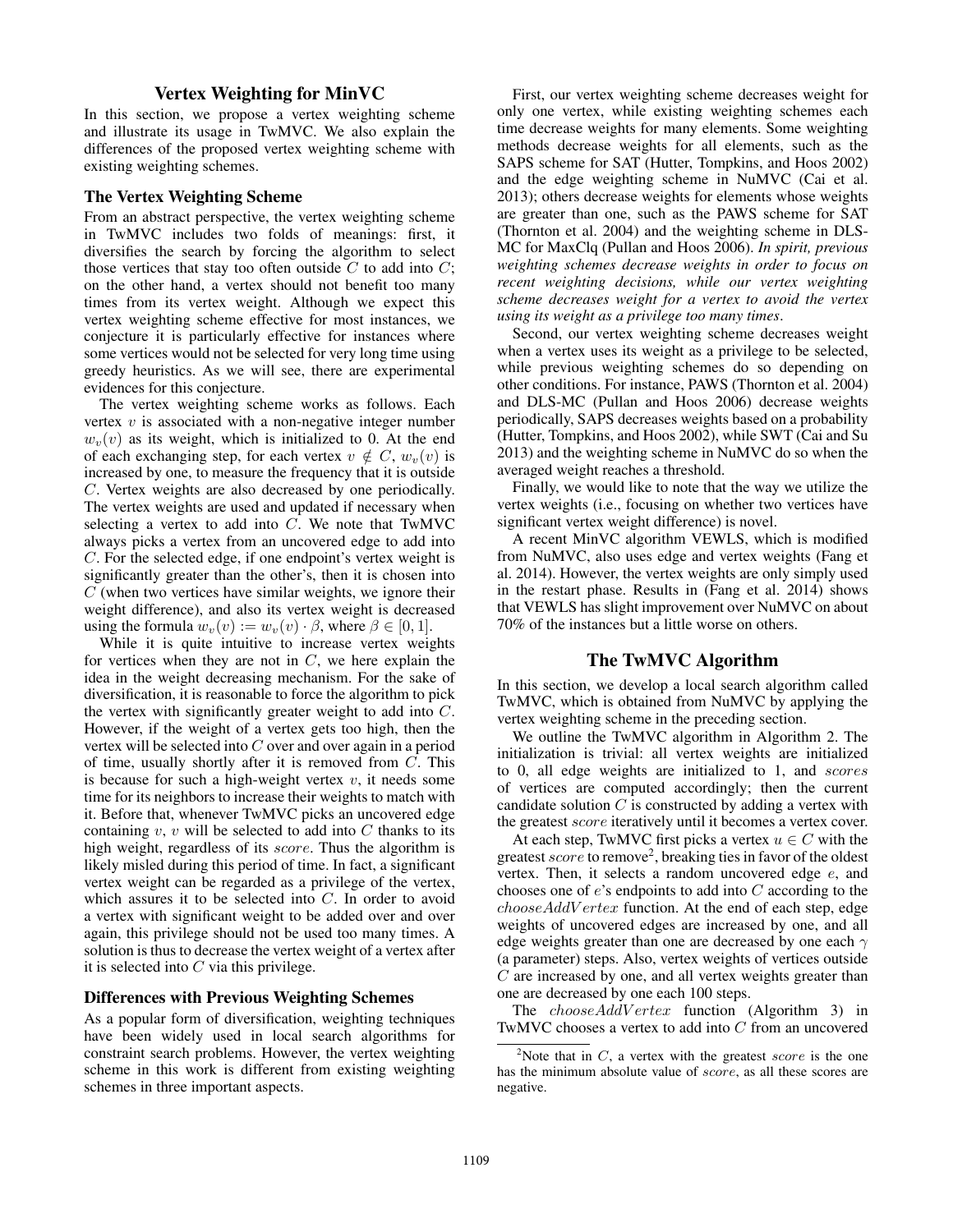## Vertex Weighting for MinVC

In this section, we propose a vertex weighting scheme and illustrate its usage in TwMVC. We also explain the differences of the proposed vertex weighting scheme with existing weighting schemes.

### The Vertex Weighting Scheme

From an abstract perspective, the vertex weighting scheme in TwMVC includes two folds of meanings: first, it diversifies the search by forcing the algorithm to select those vertices that stay too often outside $C$ to add into $C$; on the other hand, a vertex should not benefit too many times from its vertex weight. Although we expect this vertex weighting scheme effective for most instances, we conjecture it is particularly effective for instances where some vertices would not be selected for very long time using greedy heuristics. As we will see, there are experimental evidences for this conjecture.

The vertex weighting scheme works as follows. Each vertex $v$ is associated with a non-negative integer number $w_v(v)$ as its weight, which is initialized to 0. At the end of each exchanging step, for each vertex $v \notin C$, $w_v(v)$ is increased by one, to measure the frequency that it is outside $C$. Vertex weights are also decreased by one periodically. The vertex weights are used and updated if necessary when selecting a vertex to add into $C$. We note that TwMVC always picks a vertex from an uncovered edge to add into $C$. For the selected edge, if one endpoint's vertex weight is significantly greater than the other's, then it is chosen into $C$ (when two vertices have similar weights, we ignore their weight difference), and also its vertex weight is decreased using the formula $w_v(v) := w_v(v) \cdot \beta$, where $\beta \in [0, 1]$.

While it is quite intuitive to increase vertex weights for vertices when they are not in $C$, we here explain the idea in the weight decreasing mechanism. For the sake of diversification, it is reasonable to force the algorithm to pick the vertex with significantly greater weight to add into $C$. However, if the weight of a vertex gets too high, then the vertex will be selected into $C$ over and over again in a period of time, usually shortly after it is removed from $C$. This is because for such a high-weight vertex $v$, it needs some time for its neighbors to increase their weights to match with it. Before that, whenever TwMVC picks an uncovered edge containing $v$, $v$ will be selected to add into $C$ thanks to its high weight, regardless of its *score*. Thus the algorithm is likely misled during this period of time. In fact, a significant vertex weight can be regarded as a privilege of the vertex, which assures it to be selected into $C$. In order to avoid a vertex with significant weight to be added over and over again, this privilege should not be used too many times. A solution is thus to decrease the vertex weight of a vertex after it is selected into $C$ via this privilege.

### Differences with Previous Weighting Schemes

As a popular form of diversification, weighting techniques have been widely used in local search algorithms for constraint search problems. However, the vertex weighting scheme in this work is different from existing weighting schemes in three important aspects.

First, our vertex weighting scheme decreases weight for only one vertex, while existing weighting schemes each time decrease weights for many elements. Some weighting methods decrease weights for all elements, such as the SAPS scheme for SAT (Hutter, Tompkins, and Hoos 2002) and the edge weighting scheme in NuMVC (Cai et al. 2013); others decrease weights for elements whose weights are greater than one, such as the PAWS scheme for SAT (Thornton et al. 2004) and the weighting scheme in DLS-MC for MaxClq (Pullan and Hoos 2006). *In spirit, previous weighting schemes decrease weights in order to focus on recent weighting decisions, while our vertex weighting scheme decreases weight for a vertex to avoid the vertex using its weight as a privilege too many times.*

Second, our vertex weighting scheme decreases weight when a vertex uses its weight as a privilege to be selected, while previous weighting schemes do so depending on other conditions. For instance, PAWS (Thornton et al. 2004) and DLS-MC (Pullan and Hoos 2006) decrease weights periodically, SAPS decreases weights based on a probability (Hutter, Tompkins, and Hoos 2002), while SWT (Cai and Su 2013) and the weighting scheme in NuMVC do so when the averaged weight reaches a threshold.

Finally, we would like to note that the way we utilize the vertex weights (i.e., focusing on whether two vertices have significant vertex weight difference) is novel.

A recent MinVC algorithm VEWLS, which is modified from NuMVC, also uses edge and vertex weights (Fang et al. 2014). However, the vertex weights are only simply used in the restart phase. Results in (Fang et al. 2014) shows that VEWLS has slight improvement over NuMVC on about 70% of the instances but a little worse on others.

## The TwMVC Algorithm

In this section, we develop a local search algorithm called TwMVC, which is obtained from NuMVC by applying the vertex weighting scheme in the preceding section.

We outline the TwMVC algorithm in Algorithm 2. The initialization is trivial: all vertex weights are initialized to 0, all edge weights are initialized to 1, and *scores* of vertices are computed accordingly; then the current candidate solution $C$ is constructed by adding a vertex with the greatest *score* iteratively until it becomes a vertex cover.

At each step, TwMVC first picks a vertex $u \in C$ with the greatest *score* to remove[2], breaking ties in favor of the oldest vertex. Then, it selects a random uncovered edge $e$, and chooses one of $e$'s endpoints to add into $C$ according to the *chooseAddVertex* function. At the end of each step, edge weights of uncovered edges are increased by one, and all edge weights greater than one are decreased by one each $\gamma$ (a parameter) steps. Also, vertex weights of vertices outside $C$ are increased by one, and all vertex weights greater than one are decreased by one each 100 steps.

The *chooseAddVertex* function (Algorithm 3) in TwMVC chooses a vertex to add into $C$ from an uncovered

[2] Note that in $C$, a vertex with the greatest *score* is the one has the minimum absolute value of *score*, as all these scores are negative.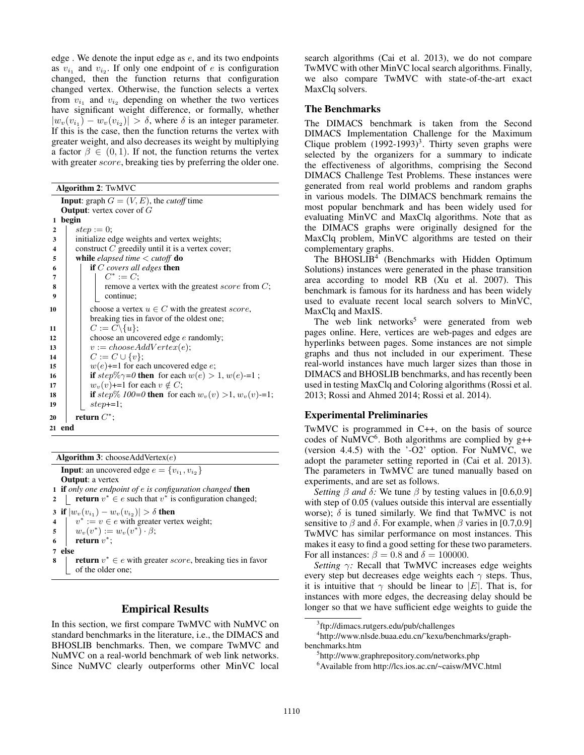edge . We denote the input edge as $e$, and its two endpoints as $v_{i_1}$ and $v_{i_2}$. If only one endpoint of $e$ is configuration changed, then the function returns that configuration changed vertex. Otherwise, the function selects a vertex from $v_{i_1}$ and $v_{i_2}$ depending on whether the two vertices have significant weight difference, or formally, whether $|w_v(v_{i_1}) - w_v(v_{i_2})| > \delta$, where $\delta$ is an integer parameter. If this is the case, then the function returns the vertex with greater weight, and also decreases its weight by multiplying a factor $\beta \in (0, 1)$. If not, the function returns the vertex with greater *score*, breaking ties by preferring the older one.

**Algorithm 2**: TwMVC

```
   Input: graph G = (V, E), the cutoff time
   Output: vertex cover of G
1  begin
2    step := 0;
3    initialize edge weights and vertex weights;
4    construct C greedily until it is a vertex cover;
5    while elapsed time < cutoff do
6      if C covers all edges then
7        C* := C;
8        remove a vertex with the greatest score from C;
9        continue;
10     choose a vertex u ∈ C with the greatest score,
       breaking ties in favor of the oldest one;
11     C := C\{u};
12     choose an uncovered edge e randomly;
13     v := chooseAddVertex(e);
14     C := C ∪ {v};
15     w(e)+=1 for each uncovered edge e;
16     if step%γ=0 then for each w(e) > 1, w(e)-=1 ;
17     w_v(v)+=1 for each v ∉ C;
18     if step% 100=0 then for each w_v(v) >1, w_v(v)-=1;
19     step+=1;
20   return C*;
21 end
```

**Algorithm 3**: chooseAddVertex($e$)

```
   Input: an uncovered edge e = {v_i1, v_i2}
   Output: a vertex
1  if only one endpoint of e is configuration changed then
2    return v* ∈ e such that v* is configuration changed;
3  if |w_v(v_i1) − w_v(v_i2)| > δ then
4    v* := v ∈ e with greater vertex weight;
5    w_v(v*) := w_v(v*) · β;
6    return v*;
7  else
8    return v* ∈ e with greater score, breaking ties in favor
     of the older one;
```

## Empirical Results

In this section, we first compare TwMVC with NuMVC on standard benchmarks in the literature, i.e., the DIMACS and BHOSLIB benchmarks. Then, we compare TwMVC and NuMVC on a real-world benchmark of web link networks. Since NuMVC clearly outperforms other MinVC local search algorithms (Cai et al. 2013), we do not compare TwMVC with other MinVC local search algorithms. Finally, we also compare TwMVC with state-of-the-art exact MaxClq solvers.

### The Benchmarks

The DIMACS benchmark is taken from the Second DIMACS Implementation Challenge for the Maximum Clique problem (1992-1993)[3]. Thirty seven graphs were selected by the organizers for a summary to indicate the effectiveness of algorithms, comprising the Second DIMACS Challenge Test Problems. These instances were generated from real world problems and random graphs in various models. The DIMACS benchmark remains the most popular benchmark and has been widely used for evaluating MinVC and MaxClq algorithms. Note that as the DIMACS graphs were originally designed for the MaxClq problem, MinVC algorithms are tested on their complementary graphs.

The BHOSLIB[4] (Benchmarks with Hidden Optimum Solutions) instances were generated in the phase transition area according to model RB (Xu et al. 2007). This benchmark is famous for its hardness and has been widely used to evaluate recent local search solvers to MinVC, MaxClq and MaxIS.

The web link networks[5] were generated from web pages online. Here, vertices are web-pages and edges are hyperlinks between pages. Some instances are not simple graphs and thus not included in our experiment. These real-world instances have much larger sizes than those in DIMACS and BHOSLIB benchmarks, and has recently been used in testing MaxClq and Coloring algorithms (Rossi et al. 2013; Rossi and Ahmed 2014; Rossi et al. 2014).

### Experimental Preliminaries

TwMVC is programmed in C++, on the basis of source codes of NuMVC[6]. Both algorithms are complied by g++ (version 4.4.5) with the '-O2' option. For NuMVC, we adopt the parameter setting reported in (Cai et al. 2013). The parameters in TwMVC are tuned manually based on experiments, and are set as follows.

*Setting $\beta$ and $\delta$:* We tune $\beta$ by testing values in [0.6,0.9] with step of 0.05 (values outside this interval are essentially worse); $\delta$ is tuned similarly. We find that TwMVC is not sensitive to $\beta$ and $\delta$. For example, when $\beta$ varies in [0.7,0.9] TwMVC has similar performance on most instances. This makes it easy to find a good setting for these two parameters. For all instances: $\beta = 0.8$ and $\delta = 100000$.

*Setting $\gamma$:* Recall that TwMVC increases edge weights every step but decreases edge weights each $\gamma$ steps. Thus, it is intuitive that $\gamma$ should be linear to $|E|$. That is, for instances with more edges, the decreasing delay should be longer so that we have sufficient edge weights to guide the

[3] ftp://dimacs.rutgers.edu/pub/challenges

[4] http://www.nlsde.buaa.edu.cn/~kexu/benchmarks/graph-benchmarks.htm

[5] http://www.graphrepository.com/networks.php

[6] Available from http://lcs.ios.ac.cn/~caisw/MVC.html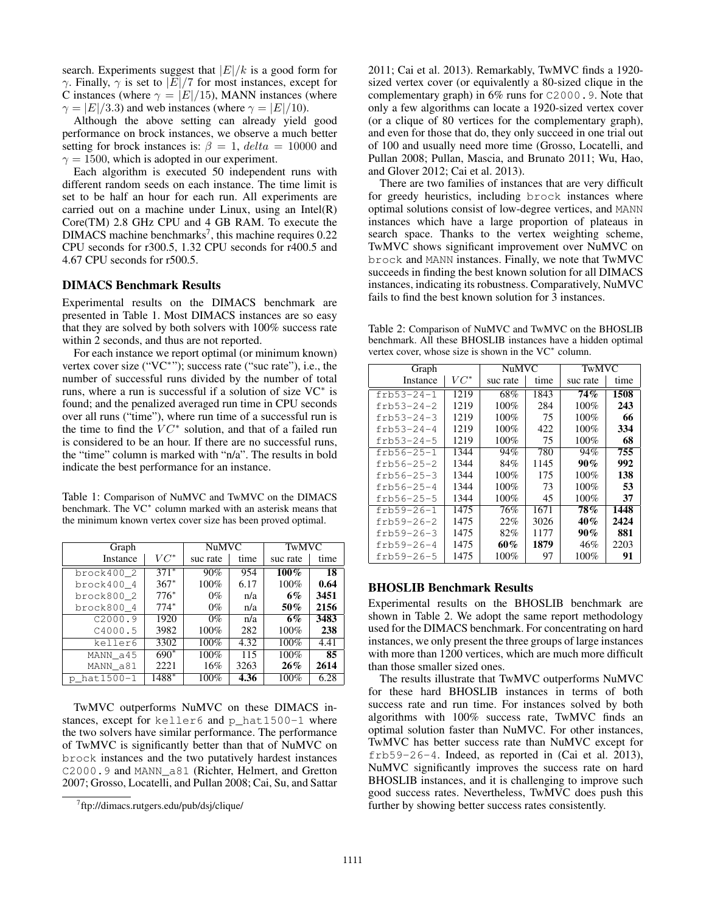search. Experiments suggest that $|E|/k$ is a good form for $\gamma$. Finally, $\gamma$ is set to $|E|/7$ for most instances, except for C instances (where $\gamma = |E|/15$), MANN instances (where $\gamma = |E|/3.3$) and web instances (where $\gamma = |E|/10$).

Although the above setting can already yield good performance on brock instances, we observe a much better setting for brock instances is: $\beta = 1$, $delta = 10000$ and $\gamma = 1500$, which is adopted in our experiment.

Each algorithm is executed 50 independent runs with different random seeds on each instance. The time limit is set to be half an hour for each run. All experiments are carried out on a machine under Linux, using an Intel(R) Core(TM) 2.8 GHz CPU and 4 GB RAM. To execute the DIMACS machine benchmarks[7], this machine requires 0.22 CPU seconds for r300.5, 1.32 CPU seconds for r400.5 and 4.67 CPU seconds for r500.5.

## DIMACS Benchmark Results

Experimental results on the DIMACS benchmark are presented in Table 1. Most DIMACS instances are so easy that they are solved by both solvers with 100% success rate within 2 seconds, and thus are not reported.

For each instance we report optimal (or minimum known) vertex cover size ("VC*"); success rate ("suc rate"), i.e., the number of successful runs divided by the number of total runs, where a run is successful if a solution of size VC* is found; and the penalized averaged run time in CPU seconds over all runs ("time"), where run time of a successful run is the time to find the $VC^*$ solution, and that of a failed run is considered to be an hour. If there are no successful runs, the "time" column is marked with "n/a". The results in bold indicate the best performance for an instance.

Table 1: Comparison of NuMVC and TwMVC on the DIMACS benchmark. The VC* column marked with an asterisk means that the minimum known vertex cover size has been proved optimal.

| Graph | | NuMVC | | TwMVC | |
|---|---|---|---|---|---|
| Instance | $VC^*$ | suc rate | time | suc rate | time |
| brock400_2 | 371* | 90% | 954 | **100%** | **18** |
| brock400_4 | 367* | 100% | 6.17 | 100% | **0.64** |
| brock800_2 | 776* | 0% | n/a | **6%** | **3451** |
| brock800_4 | 774* | 0% | n/a | **50%** | **2156** |
| C2000.9 | 1920 | 0% | n/a | **6%** | **3483** |
| C4000.5 | 3982 | 100% | 282 | 100% | **238** |
| keller6 | 3302 | 100% | 4.32 | 100% | 4.41 |
| MANN_a45 | 690* | 100% | 115 | 100% | **85** |
| MANN_a81 | 2221 | 16% | 3263 | **26%** | **2614** |
| p_hat1500-1 | 1488* | 100% | **4.36** | 100% | 6.28 |

TwMVC outperforms NuMVC on these DIMACS instances, except for keller6 and p_hat1500-1 where the two solvers have similar performance. The performance of TwMVC is significantly better than that of NuMVC on brock instances and the two putatively hardest instances C2000.9 and MANN_a81 (Richter, Helmert, and Gretton 2007; Grosso, Locatelli, and Pullan 2008; Cai, Su, and Sattar 2011; Cai et al. 2013). Remarkably, TwMVC finds a 1920-sized vertex cover (or equivalently a 80-sized clique in the complementary graph) in 6% runs for C2000.9. Note that only a few algorithms can locate a 1920-sized vertex cover (or a clique of 80 vertices for the complementary graph), and even for those that do, they only succeed in one trial out of 100 and usually need more time (Grosso, Locatelli, and Pullan 2008; Pullan, Mascia, and Brunato 2011; Wu, Hao, and Glover 2012; Cai et al. 2013).

There are two families of instances that are very difficult for greedy heuristics, including brock instances where optimal solutions consist of low-degree vertices, and MANN instances which have a large proportion of plateaus in search space. Thanks to the vertex weighting scheme, TwMVC shows significant improvement over NuMVC on brock and MANN instances. Finally, we note that TwMVC succeeds in finding the best known solution for all DIMACS instances, indicating its robustness. Comparatively, NuMVC fails to find the best known solution for 3 instances.

Table 2: Comparison of NuMVC and TwMVC on the BHOSLIB benchmark. All these BHOSLIB instances have a hidden optimal vertex cover, whose size is shown in the VC* column.

| Graph | | NuMVC | | TwMVC | |
|---|---|---|---|---|---|
| Instance | $VC^*$ | suc rate | time | suc rate | time |
| frb53-24-1 | 1219 | 68% | 1843 | **74%** | **1508** |
| frb53-24-2 | 1219 | 100% | 284 | 100% | **243** |
| frb53-24-3 | 1219 | 100% | 75 | 100% | **66** |
| frb53-24-4 | 1219 | 100% | 422 | 100% | **334** |
| frb53-24-5 | 1219 | 100% | 75 | 100% | **68** |
| frb56-25-1 | 1344 | 94% | 780 | 94% | **755** |
| frb56-25-2 | 1344 | 84% | 1145 | **90%** | **992** |
| frb56-25-3 | 1344 | 100% | 175 | 100% | **138** |
| frb56-25-4 | 1344 | 100% | 73 | 100% | **53** |
| frb56-25-5 | 1344 | 100% | 45 | 100% | **37** |
| frb59-26-1 | 1475 | 76% | 1671 | **78%** | **1448** |
| frb59-26-2 | 1475 | 22% | 3026 | **40%** | **2424** |
| frb59-26-3 | 1475 | 82% | 1177 | **90%** | **881** |
| frb59-26-4 | 1475 | **60%** | **1879** | 46% | 2203 |
| frb59-26-5 | 1475 | 100% | 97 | 100% | **91** |

## BHOSLIB Benchmark Results

Experimental results on the BHOSLIB benchmark are shown in Table 2. We adopt the same report methodology used for the DIMACS benchmark. For concentrating on hard instances, we only present the three groups of large instances with more than 1200 vertices, which are much more difficult than those smaller sized ones.

The results illustrate that TwMVC outperforms NuMVC for these hard BHOSLIB instances in terms of both success rate and run time. For instances solved by both algorithms with 100% success rate, TwMVC finds an optimal solution faster than NuMVC. For other instances, TwMVC has better success rate than NuMVC except for frb59-26-4. Indeed, as reported in (Cai et al. 2013), NuMVC significantly improves the success rate on hard BHOSLIB instances, and it is challenging to improve such good success rates. Nevertheless, TwMVC does push this further by showing better success rates consistently.

[7] ftp://dimacs.rutgers.edu/pub/dsj/clique/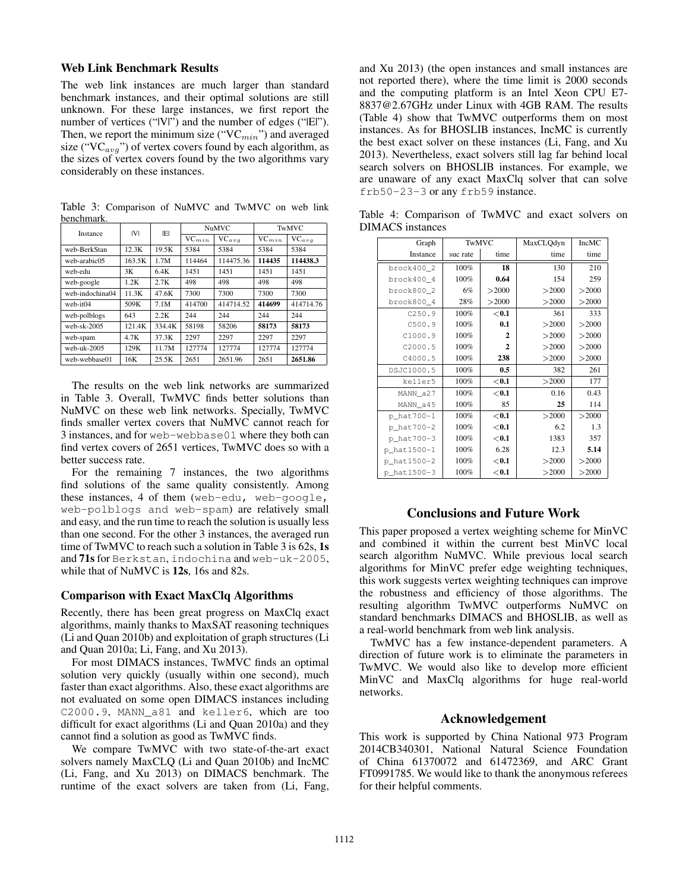### Web Link Benchmark Results

The web link instances are much larger than standard benchmark instances, and their optimal solutions are still unknown. For these large instances, we first report the number of vertices ("|V|") and the number of edges ("|E|"). Then, we report the minimum size ("$VC_{min}$") and averaged size ("$VC_{avg}$") of vertex covers found by each algorithm, as the sizes of vertex covers found by the two algorithms vary considerably on these instances.

Table 3: Comparison of NuMVC and TwMVC on web link benchmark.

| Instance | \|V\| | \|E\| | NuMVC | | TwMVC | |
|---|---|---|---|---|---|---|
| | | | $VC_{min}$ | $VC_{avg}$ | $VC_{min}$ | $VC_{avg}$ |
| web-BerkStan | 12.3K | 19.5K | 5384 | 5384 | 5384 | 5384 |
| web-arabic05 | 163.5K | 1.7M | 114464 | 114475.36 | **114435** | **114438.3** |
| web-edu | 3K | 6.4K | 1451 | 1451 | 1451 | 1451 |
| web-google | 1.2K | 2.7K | 498 | 498 | 498 | 498 |
| web-indochina04 | 11.3K | 47.6K | 7300 | 7300 | 7300 | 7300 |
| web-it04 | 509K | 7.1M | 414700 | 414714.52 | **414699** | 414714.76 |
| web-polblogs | 643 | 2.2K | 244 | 244 | 244 | 244 |
| web-sk-2005 | 121.4K | 334.4K | 58198 | 58206 | **58173** | **58173** |
| web-spam | 4.7K | 37.3K | 2297 | 2297 | 2297 | 2297 |
| web-uk-2005 | 129K | 11.7M | 127774 | 127774 | 127774 | 127774 |
| web-webbase01 | 16K | 25.5K | 2651 | 2651.96 | 2651 | **2651.86** |

The results on the web link networks are summarized in Table 3. Overall, TwMVC finds better solutions than NuMVC on these web link networks. Specially, TwMVC finds smaller vertex covers that NuMVC cannot reach for 3 instances, and for web-webbase01 where they both can find vertex covers of 2651 vertices, TwMVC does so with a better success rate.

For the remaining 7 instances, the two algorithms find solutions of the same quality consistently. Among these instances, 4 of them (web-edu, web-google, web-polblogs and web-spam) are relatively small and easy, and the run time to reach the solution is usually less than one second. For the other 3 instances, the averaged run time of TwMVC to reach such a solution in Table 3 is 62s, **1s** and **71s** for Berkstan, indochina and web-uk-2005, while that of NuMVC is **12s**, 16s and 82s.

### Comparison with Exact MaxClq Algorithms

Recently, there has been great progress on MaxClq exact algorithms, mainly thanks to MaxSAT reasoning techniques (Li and Quan 2010b) and exploitation of graph structures (Li and Quan 2010a; Li, Fang, and Xu 2013).

For most DIMACS instances, TwMVC finds an optimal solution very quickly (usually within one second), much faster than exact algorithms. Also, these exact algorithms are not evaluated on some open DIMACS instances including C2000.9, MANN_a81 and keller6, which are too difficult for exact algorithms (Li and Quan 2010a) and they cannot find a solution as good as TwMVC finds.

We compare TwMVC with two state-of-the-art exact solvers namely MaxCLQ (Li and Quan 2010b) and IncMC (Li, Fang, and Xu 2013) on DIMACS benchmark. The runtime of the exact solvers are taken from (Li, Fang, and Xu 2013) (the open instances and small instances are not reported there), where the time limit is 2000 seconds and the computing platform is an Intel Xeon CPU E7-8837@2.67GHz under Linux with 4GB RAM. The results (Table 4) show that TwMVC outperforms them on most instances. As for BHOSLIB instances, IncMC is currently the best exact solver on these instances (Li, Fang, and Xu 2013). Nevertheless, exact solvers still lag far behind local search solvers on BHOSLIB instances. For example, we are unaware of any exact MaxClq solver that can solve frb50-23-3 or any frb59 instance.

Table 4: Comparison of TwMVC and exact solvers on DIMACS instances

| Graph | TwMVC | | MaxCLQdyn | IncMC |
|---|---|---|---|---|
| Instance | suc rate | time | time | time |
| brock400_2 | 100% | **18** | 130 | 210 |
| brock400_4 | 100% | **0.64** | 154 | 259 |
| brock800_2 | 6% | >2000 | >2000 | >2000 |
| brock800_4 | 28% | >2000 | >2000 | >2000 |
| C250.9 | 100% | **<0.1** | 361 | 333 |
| C500.9 | 100% | **0.1** | >2000 | >2000 |
| C1000.9 | 100% | **2** | >2000 | >2000 |
| C2000.5 | 100% | **2** | >2000 | >2000 |
| C4000.5 | 100% | **238** | >2000 | >2000 |
| DSJC1000.5 | 100% | **0.5** | 382 | 261 |
| keller5 | 100% | **<0.1** | >2000 | 177 |
| MANN_a27 | 100% | **<0.1** | 0.16 | 0.43 |
| MANN_a45 | 100% | 85 | **25** | 114 |
| p_hat700-1 | 100% | **<0.1** | >2000 | >2000 |
| p_hat700-2 | 100% | **<0.1** | 6.2 | 1.3 |
| p_hat700-3 | 100% | **<0.1** | 1383 | 357 |
| p_hat1500-1 | 100% | 6.28 | 12.3 | **5.14** |
| p_hat1500-2 | 100% | **<0.1** | >2000 | >2000 |
| p_hat1500-3 | 100% | **<0.1** | >2000 | >2000 |

## Conclusions and Future Work

This paper proposed a vertex weighting scheme for MinVC and combined it within the current best MinVC local search algorithm NuMVC. While previous local search algorithms for MinVC prefer edge weighting techniques, this work suggests vertex weighting techniques can improve the robustness and efficiency of those algorithms. The resulting algorithm TwMVC outperforms NuMVC on standard benchmarks DIMACS and BHOSLIB, as well as a real-world benchmark from web link analysis.

TwMVC has a few instance-dependent parameters. A direction of future work is to eliminate the parameters in TwMVC. We would also like to develop more efficient MinVC and MaxClq algorithms for huge real-world networks.

## Acknowledgement

This work is supported by China National 973 Program 2014CB340301, National Natural Science Foundation of China 61370072 and 61472369, and ARC Grant FT0991785. We would like to thank the anonymous referees for their helpful comments.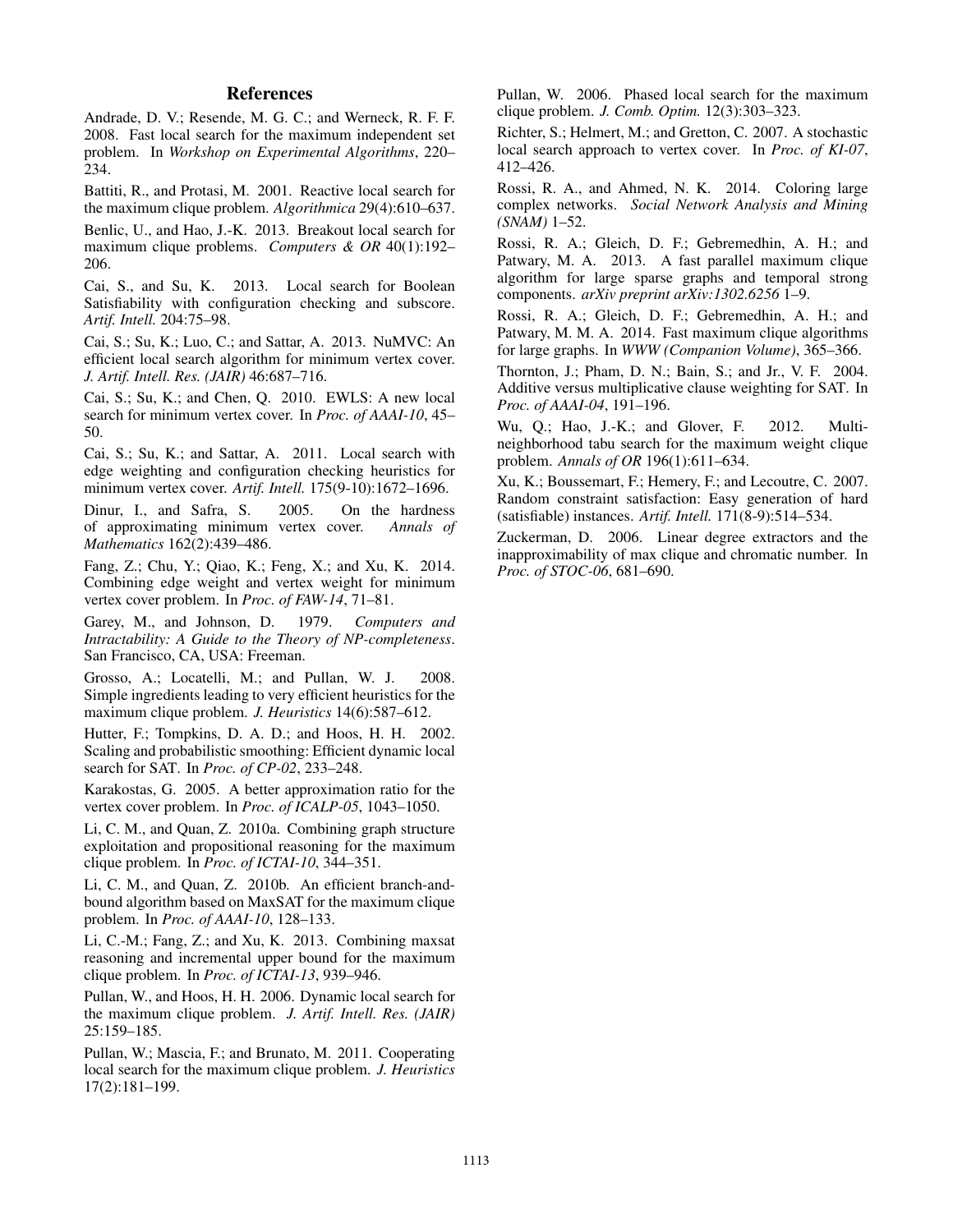## References

Andrade, D. V.; Resende, M. G. C.; and Werneck, R. F. F. 2008. Fast local search for the maximum independent set problem. In *Workshop on Experimental Algorithms*, 220–234.

Battiti, R., and Protasi, M. 2001. Reactive local search for the maximum clique problem. *Algorithmica* 29(4):610–637.

Benlic, U., and Hao, J.-K. 2013. Breakout local search for maximum clique problems. *Computers & OR* 40(1):192–206.

Cai, S., and Su, K. 2013. Local search for Boolean Satisfiability with configuration checking and subscore. *Artif. Intell.* 204:75–98.

Cai, S.; Su, K.; Luo, C.; and Sattar, A. 2013. NuMVC: An efficient local search algorithm for minimum vertex cover. *J. Artif. Intell. Res. (JAIR)* 46:687–716.

Cai, S.; Su, K.; and Chen, Q. 2010. EWLS: A new local search for minimum vertex cover. In *Proc. of AAAI-10*, 45–50.

Cai, S.; Su, K.; and Sattar, A. 2011. Local search with edge weighting and configuration checking heuristics for minimum vertex cover. *Artif. Intell.* 175(9-10):1672–1696.

Dinur, I., and Safra, S. 2005. On the hardness of approximating minimum vertex cover. *Annals of Mathematics* 162(2):439–486.

Fang, Z.; Chu, Y.; Qiao, K.; Feng, X.; and Xu, K. 2014. Combining edge weight and vertex weight for minimum vertex cover problem. In *Proc. of FAW-14*, 71–81.

Garey, M., and Johnson, D. 1979. *Computers and Intractability: A Guide to the Theory of NP-completeness*. San Francisco, CA, USA: Freeman.

Grosso, A.; Locatelli, M.; and Pullan, W. J. 2008. Simple ingredients leading to very efficient heuristics for the maximum clique problem. *J. Heuristics* 14(6):587–612.

Hutter, F.; Tompkins, D. A. D.; and Hoos, H. H. 2002. Scaling and probabilistic smoothing: Efficient dynamic local search for SAT. In *Proc. of CP-02*, 233–248.

Karakostas, G. 2005. A better approximation ratio for the vertex cover problem. In *Proc. of ICALP-05*, 1043–1050.

Li, C. M., and Quan, Z. 2010a. Combining graph structure exploitation and propositional reasoning for the maximum clique problem. In *Proc. of ICTAI-10*, 344–351.

Li, C. M., and Quan, Z. 2010b. An efficient branch-and-bound algorithm based on MaxSAT for the maximum clique problem. In *Proc. of AAAI-10*, 128–133.

Li, C.-M.; Fang, Z.; and Xu, K. 2013. Combining maxsat reasoning and incremental upper bound for the maximum clique problem. In *Proc. of ICTAI-13*, 939–946.

Pullan, W., and Hoos, H. H. 2006. Dynamic local search for the maximum clique problem. *J. Artif. Intell. Res. (JAIR)* 25:159–185.

Pullan, W.; Mascia, F.; and Brunato, M. 2011. Cooperating local search for the maximum clique problem. *J. Heuristics* 17(2):181–199.

Pullan, W. 2006. Phased local search for the maximum clique problem. *J. Comb. Optim.* 12(3):303–323.

Richter, S.; Helmert, M.; and Gretton, C. 2007. A stochastic local search approach to vertex cover. In *Proc. of KI-07*, 412–426.

Rossi, R. A., and Ahmed, N. K. 2014. Coloring large complex networks. *Social Network Analysis and Mining (SNAM)* 1–52.

Rossi, R. A.; Gleich, D. F.; Gebremedhin, A. H.; and Patwary, M. A. 2013. A fast parallel maximum clique algorithm for large sparse graphs and temporal strong components. *arXiv preprint arXiv:1302.6256* 1–9.

Rossi, R. A.; Gleich, D. F.; Gebremedhin, A. H.; and Patwary, M. M. A. 2014. Fast maximum clique algorithms for large graphs. In *WWW (Companion Volume)*, 365–366.

Thornton, J.; Pham, D. N.; Bain, S.; and Jr., V. F. 2004. Additive versus multiplicative clause weighting for SAT. In *Proc. of AAAI-04*, 191–196.

Wu, Q.; Hao, J.-K.; and Glover, F. 2012. Multi-neighborhood tabu search for the maximum weight clique problem. *Annals of OR* 196(1):611–634.

Xu, K.; Boussemart, F.; Hemery, F.; and Lecoutre, C. 2007. Random constraint satisfaction: Easy generation of hard (satisfiable) instances. *Artif. Intell.* 171(8-9):514–534.

Zuckerman, D. 2006. Linear degree extractors and the inapproximability of max clique and chromatic number. In *Proc. of STOC-06*, 681–690.